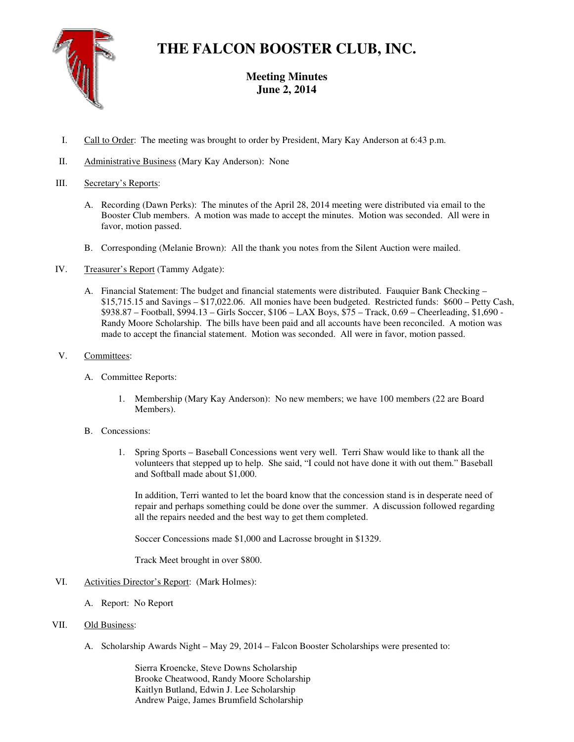# THE FALCON BOOSTER CLUB, INC.

## Meeting Minutes
## June 2, 2014

I. Call to Order: The meeting was brought to order by President, Mary Kay Anderson at 6:43 p.m.

II. Administrative Business (Mary Kay Anderson): None

III. Secretary's Reports:

   A. Recording (Dawn Perks): The minutes of the April 28, 2014 meeting were distributed via email to the Booster Club members. A motion was made to accept the minutes. Motion was seconded. All were in favor, motion passed.

   B. Corresponding (Melanie Brown): All the thank you notes from the Silent Auction were mailed.

IV. Treasurer's Report (Tammy Adgate):

   A. Financial Statement: The budget and financial statements were distributed. Fauquier Bank Checking – $15,715.15 and Savings – $17,022.06. All monies have been budgeted. Restricted funds: $600 – Petty Cash, $938.87 – Football, $994.13 – Girls Soccer, $106 – LAX Boys, $75 – Track, 0.69 – Cheerleading, $1,690 - Randy Moore Scholarship. The bills have been paid and all accounts have been reconciled. A motion was made to accept the financial statement. Motion was seconded. All were in favor, motion passed.

V. Committees:

   A. Committee Reports:

      1. Membership (Mary Kay Anderson): No new members; we have 100 members (22 are Board Members).

   B. Concessions:

      1. Spring Sports – Baseball Concessions went very well. Terri Shaw would like to thank all the volunteers that stepped up to help. She said, "I could not have done it with out them." Baseball and Softball made about $1,000.

         In addition, Terri wanted to let the board know that the concession stand is in desperate need of repair and perhaps something could be done over the summer. A discussion followed regarding all the repairs needed and the best way to get them completed.

         Soccer Concessions made $1,000 and Lacrosse brought in $1329.

         Track Meet brought in over $800.

VI. Activities Director's Report: (Mark Holmes):

   A. Report: No Report

VII. Old Business:

   A. Scholarship Awards Night – May 29, 2014 – Falcon Booster Scholarships were presented to:

      Sierra Kroencke, Steve Downs Scholarship
      Brooke Cheatwood, Randy Moore Scholarship
      Kaitlyn Butland, Edwin J. Lee Scholarship
      Andrew Paige, James Brumfield Scholarship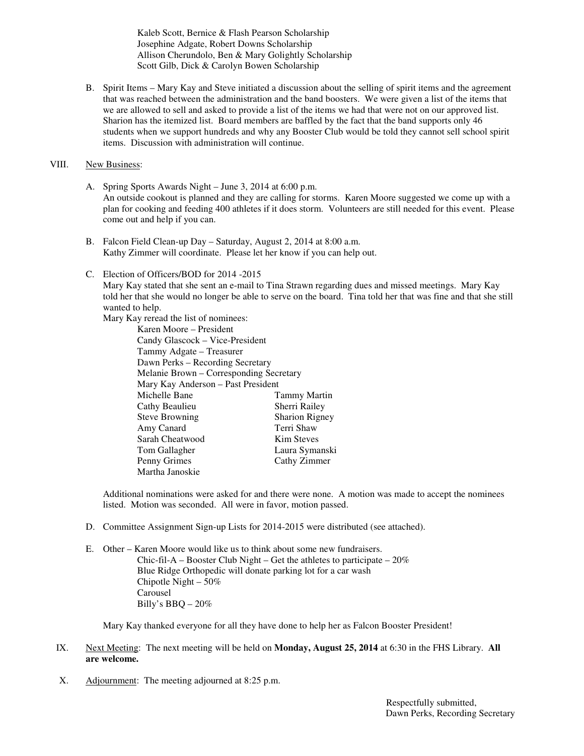Kaleb Scott, Bernice & Flash Pearson Scholarship
Josephine Adgate, Robert Downs Scholarship
Allison Cherundolo, Ben & Mary Golightly Scholarship
Scott Gilb, Dick & Carolyn Bowen Scholarship

B. Spirit Items – Mary Kay and Steve initiated a discussion about the selling of spirit items and the agreement that was reached between the administration and the band boosters. We were given a list of the items that we are allowed to sell and asked to provide a list of the items we had that were not on our approved list. Sharion has the itemized list. Board members are baffled by the fact that the band supports only 46 students when we support hundreds and why any Booster Club would be told they cannot sell school spirit items. Discussion with administration will continue.

VIII. New Business:

A. Spring Sports Awards Night – June 3, 2014 at 6:00 p.m.
An outside cookout is planned and they are calling for storms. Karen Moore suggested we come up with a plan for cooking and feeding 400 athletes if it does storm. Volunteers are still needed for this event. Please come out and help if you can.

B. Falcon Field Clean-up Day – Saturday, August 2, 2014 at 8:00 a.m.
Kathy Zimmer will coordinate. Please let her know if you can help out.

C. Election of Officers/BOD for 2014 -2015
Mary Kay stated that she sent an e-mail to Tina Strawn regarding dues and missed meetings. Mary Kay told her that she would no longer be able to serve on the board. Tina told her that was fine and that she still wanted to help.
Mary Kay reread the list of nominees:

Karen Moore – President
Candy Glascock – Vice-President
Tammy Adgate – Treasurer
Dawn Perks – Recording Secretary
Melanie Brown – Corresponding Secretary
Mary Kay Anderson – Past President

Michelle Bane
Cathy Beaulieu
Steve Browning
Amy Canard
Sarah Cheatwood
Tom Gallagher
Penny Grimes
Martha Janoskie
Tammy Martin
Sherri Railey
Sharion Rigney
Terri Shaw
Kim Steves
Laura Symanski
Cathy Zimmer

Additional nominations were asked for and there were none. A motion was made to accept the nominees listed. Motion was seconded. All were in favor, motion passed.

D. Committee Assignment Sign-up Lists for 2014-2015 were distributed (see attached).

E. Other – Karen Moore would like us to think about some new fundraisers.

Chic-fil-A – Booster Club Night – Get the athletes to participate – 20%
Blue Ridge Orthopedic will donate parking lot for a car wash
Chipotle Night – 50%
Carousel
Billy's BBQ – 20%

Mary Kay thanked everyone for all they have done to help her as Falcon Booster President!

IX. Next Meeting: The next meeting will be held on **Monday, August 25, 2014** at 6:30 in the FHS Library. **All are welcome.**

X. Adjournment: The meeting adjourned at 8:25 p.m.

Respectfully submitted,
Dawn Perks, Recording Secretary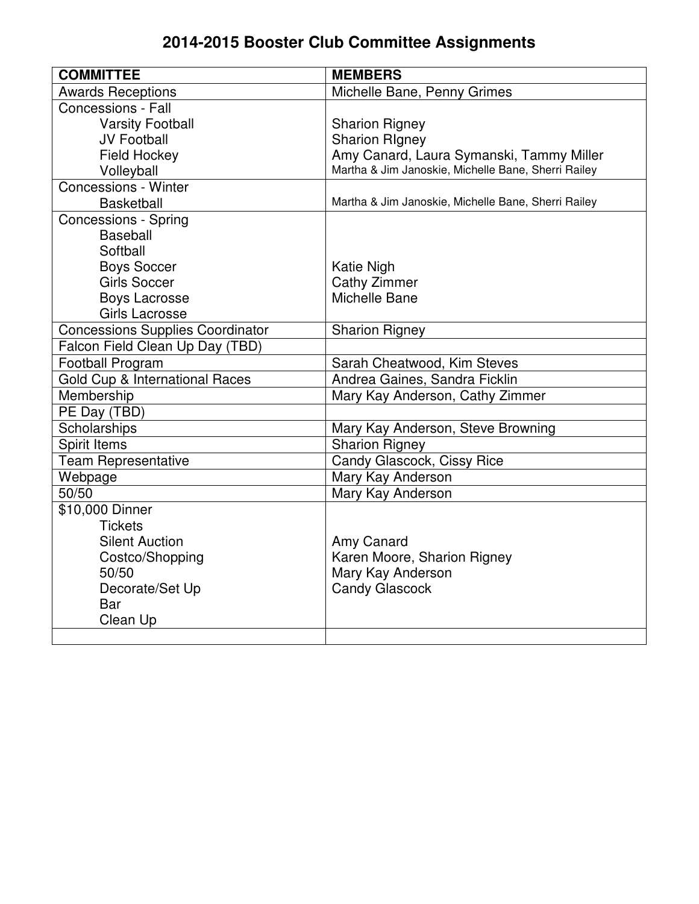# 2014-2015 Booster Club Committee Assignments

| COMMITTEE | MEMBERS |
|---|---|
| Awards Receptions | Michelle Bane, Penny Grimes |
| Concessions - Fall | |
| Varsity Football | Sharion Rigney |
| JV Football | Sharion RIgney |
| Field Hockey | Amy Canard, Laura Symanski, Tammy Miller |
| Volleyball | Martha & Jim Janoskie, Michelle Bane, Sherri Railey |
| Concessions - Winter | |
| Basketball | Martha & Jim Janoskie, Michelle Bane, Sherri Railey |
| Concessions - Spring | |
| Baseball | |
| Softball | |
| Boys Soccer | Katie Nigh |
| Girls Soccer | Cathy Zimmer |
| Boys Lacrosse | Michelle Bane |
| Girls Lacrosse | |
| Concessions Supplies Coordinator | Sharion Rigney |
| Falcon Field Clean Up Day (TBD) | |
| Football Program | Sarah Cheatwood, Kim Steves |
| Gold Cup & International Races | Andrea Gaines, Sandra Ficklin |
| Membership | Mary Kay Anderson, Cathy Zimmer |
| PE Day (TBD) | |
| Scholarships | Mary Kay Anderson, Steve Browning |
| Spirit Items | Sharion Rigney |
| Team Representative | Candy Glascock, Cissy Rice |
| Webpage | Mary Kay Anderson |
| 50/50 | Mary Kay Anderson |
| $10,000 Dinner | |
| Tickets | |
| Silent Auction | Amy Canard |
| Costco/Shopping | Karen Moore, Sharion Rigney |
| 50/50 | Mary Kay Anderson |
| Decorate/Set Up | Candy Glascock |
| Bar | |
| Clean Up | |
| | |